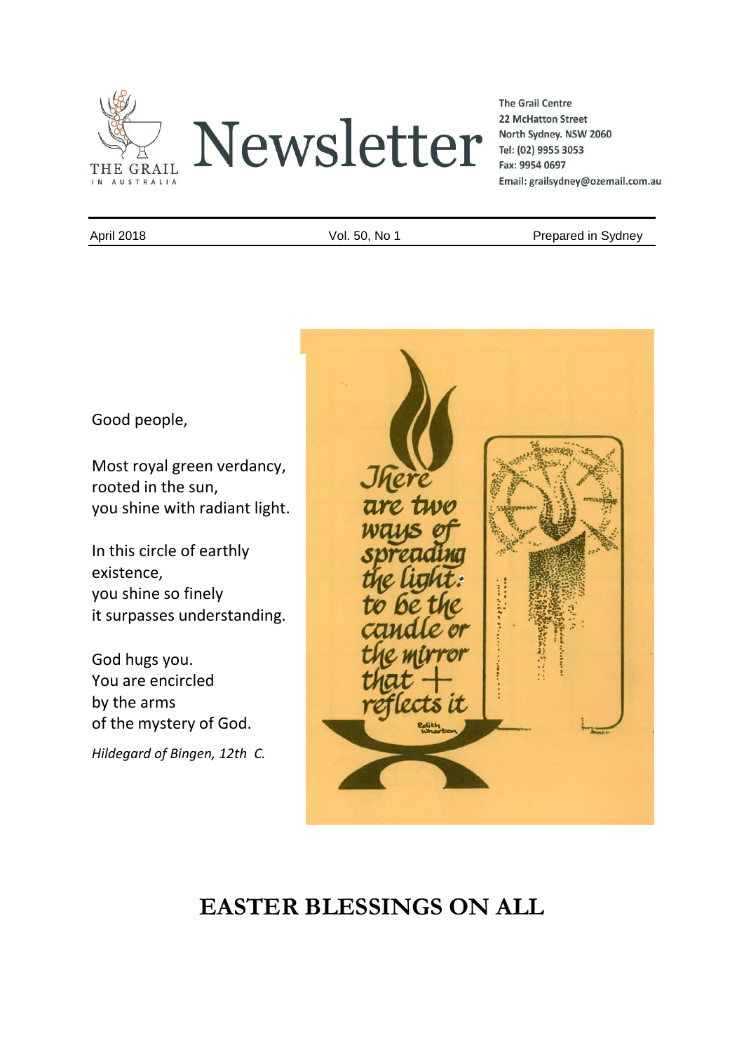# Newsletter

THE GRAIL IN AUSTRALIA

The Grail Centre
22 McHatton Street
North Sydney. NSW 2060
Tel: (02) 9955 3053
Fax: 9954 0697
Email: grailsydney@ozemail.com.au

April 2018 | Vol. 50, No 1 | Prepared in Sydney

Good people,

Most royal green verdancy,
rooted in the sun,
you shine with radiant light.

In this circle of earthly
existence,
you shine so finely
it surpasses understanding.

God hugs you.
You are encircled
by the arms
of the mystery of God.

*Hildegard of Bingen, 12th C.*

There are two ways of spreading the light: to be the candle or the mirror that reflects it

Edith Wharton

## EASTER BLESSINGS ON ALL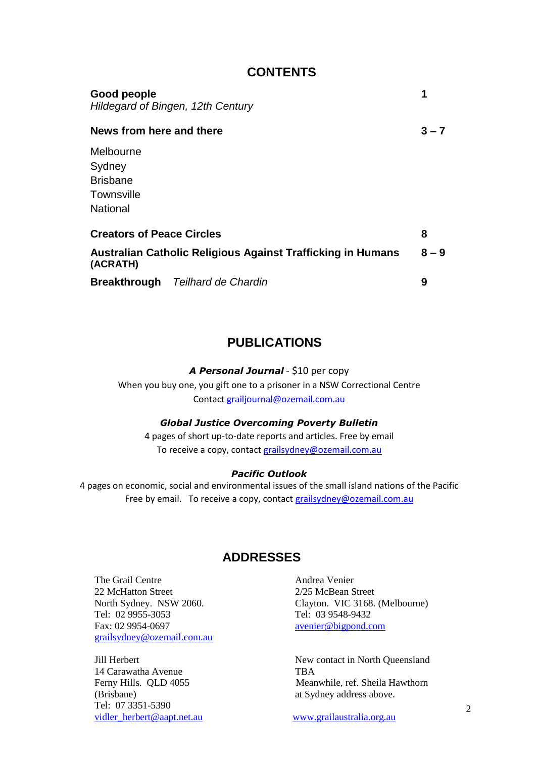## CONTENTS

| | |
|---|---|
| **Good people**<br>*Hildegard of Bingen, 12th Century* | **1** |
| **News from here and there** | **3 – 7** |
| Melbourne<br>Sydney<br>Brisbane<br>Townsville<br>National | |
| **Creators of Peace Circles** | **8** |
| **Australian Catholic Religious Against Trafficking in Humans (ACRATH)** | **8 – 9** |
| **Breakthrough** *Teilhard de Chardin* | **9** |

## PUBLICATIONS

***A Personal Journal*** - $10 per copy
When you buy one, you gift one to a prisoner in a NSW Correctional Centre
Contact grailjournal@ozemail.com.au

***Global Justice Overcoming Poverty Bulletin***
4 pages of short up-to-date reports and articles. Free by email
To receive a copy, contact grailsydney@ozemail.com.au

***Pacific Outlook***
4 pages on economic, social and environmental issues of the small island nations of the Pacific
Free by email. To receive a copy, contact grailsydney@ozemail.com.au

## ADDRESSES

The Grail Centre
22 McHatton Street
North Sydney. NSW 2060.
Tel: 02 9955-3053
Fax: 02 9954-0697
grailsydney@ozemail.com.au

Andrea Venier
2/25 McBean Street
Clayton. VIC 3168. (Melbourne)
Tel: 03 9548-9432
avenier@bigpond.com

Jill Herbert
14 Carawatha Avenue
Ferny Hills. QLD 4055
(Brisbane)
Tel: 07 3351-5390
vidler_herbert@aapt.net.au

New contact in North Queensland
TBA
Meanwhile, ref. Sheila Hawthorn
at Sydney address above.

www.grailaustralia.org.au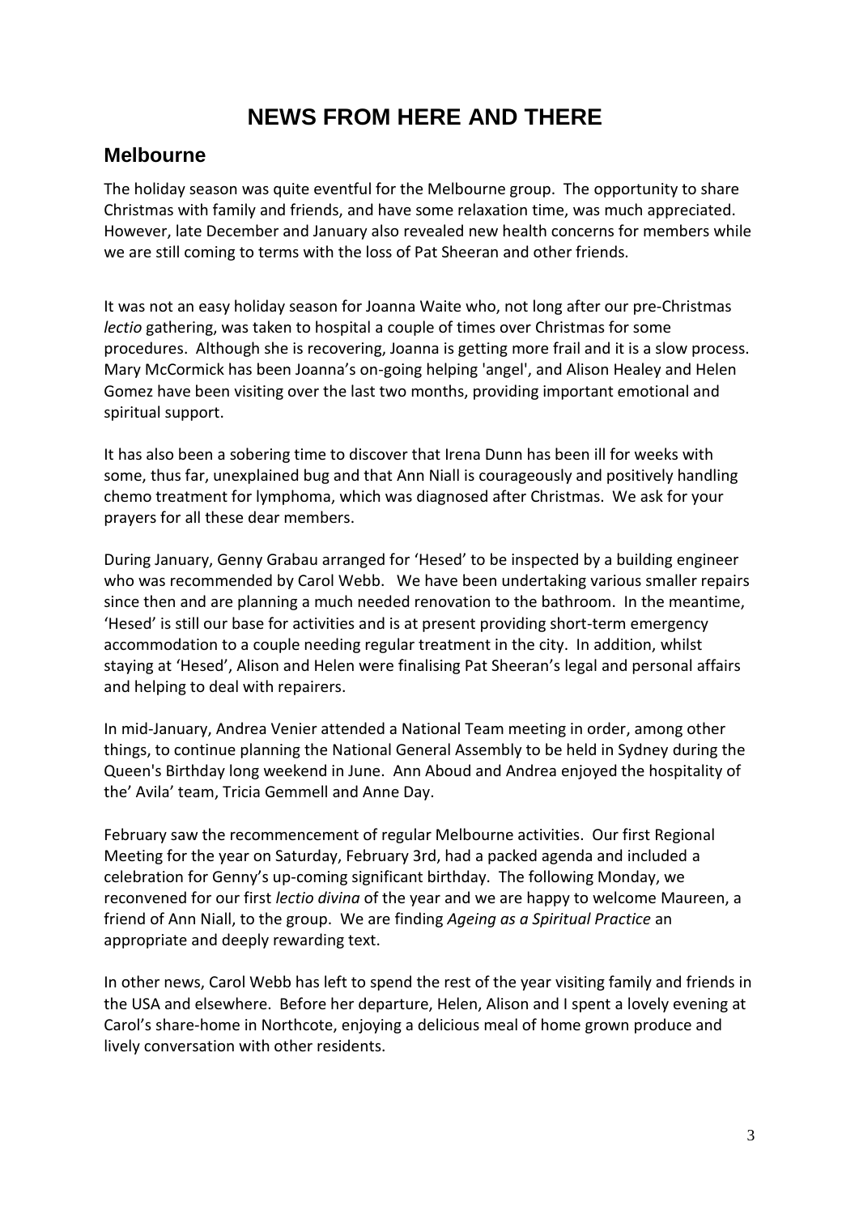# NEWS FROM HERE AND THERE

## Melbourne

The holiday season was quite eventful for the Melbourne group. The opportunity to share Christmas with family and friends, and have some relaxation time, was much appreciated. However, late December and January also revealed new health concerns for members while we are still coming to terms with the loss of Pat Sheeran and other friends.

It was not an easy holiday season for Joanna Waite who, not long after our pre-Christmas *lectio* gathering, was taken to hospital a couple of times over Christmas for some procedures. Although she is recovering, Joanna is getting more frail and it is a slow process. Mary McCormick has been Joanna's on-going helping 'angel', and Alison Healey and Helen Gomez have been visiting over the last two months, providing important emotional and spiritual support.

It has also been a sobering time to discover that Irena Dunn has been ill for weeks with some, thus far, unexplained bug and that Ann Niall is courageously and positively handling chemo treatment for lymphoma, which was diagnosed after Christmas. We ask for your prayers for all these dear members.

During January, Genny Grabau arranged for 'Hesed' to be inspected by a building engineer who was recommended by Carol Webb. We have been undertaking various smaller repairs since then and are planning a much needed renovation to the bathroom. In the meantime, 'Hesed' is still our base for activities and is at present providing short-term emergency accommodation to a couple needing regular treatment in the city. In addition, whilst staying at 'Hesed', Alison and Helen were finalising Pat Sheeran's legal and personal affairs and helping to deal with repairers.

In mid-January, Andrea Venier attended a National Team meeting in order, among other things, to continue planning the National General Assembly to be held in Sydney during the Queen's Birthday long weekend in June. Ann Aboud and Andrea enjoyed the hospitality of the' Avila' team, Tricia Gemmell and Anne Day.

February saw the recommencement of regular Melbourne activities. Our first Regional Meeting for the year on Saturday, February 3rd, had a packed agenda and included a celebration for Genny's up-coming significant birthday. The following Monday, we reconvened for our first *lectio divina* of the year and we are happy to welcome Maureen, a friend of Ann Niall, to the group. We are finding *Ageing as a Spiritual Practice* an appropriate and deeply rewarding text.

In other news, Carol Webb has left to spend the rest of the year visiting family and friends in the USA and elsewhere. Before her departure, Helen, Alison and I spent a lovely evening at Carol's share-home in Northcote, enjoying a delicious meal of home grown produce and lively conversation with other residents.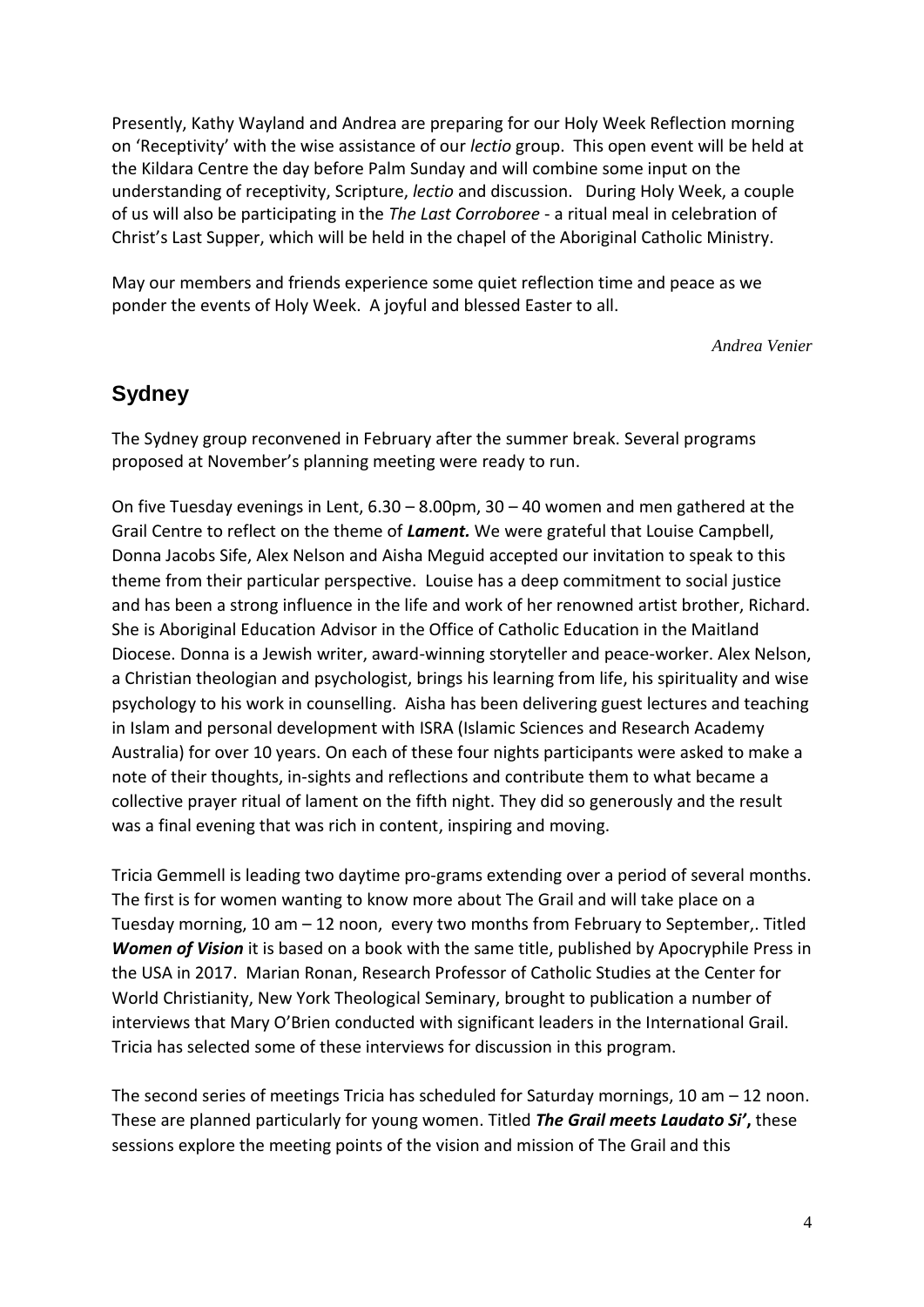Presently, Kathy Wayland and Andrea are preparing for our Holy Week Reflection morning on 'Receptivity' with the wise assistance of our *lectio* group. This open event will be held at the Kildara Centre the day before Palm Sunday and will combine some input on the understanding of receptivity, Scripture, *lectio* and discussion. During Holy Week, a couple of us will also be participating in the *The Last Corroboree* - a ritual meal in celebration of Christ's Last Supper, which will be held in the chapel of the Aboriginal Catholic Ministry.

May our members and friends experience some quiet reflection time and peace as we ponder the events of Holy Week. A joyful and blessed Easter to all.

*Andrea Venier*

## Sydney

The Sydney group reconvened in February after the summer break. Several programs proposed at November's planning meeting were ready to run.

On five Tuesday evenings in Lent, 6.30 – 8.00pm, 30 – 40 women and men gathered at the Grail Centre to reflect on the theme of ***Lament.*** We were grateful that Louise Campbell, Donna Jacobs Sife, Alex Nelson and Aisha Meguid accepted our invitation to speak to this theme from their particular perspective. Louise has a deep commitment to social justice and has been a strong influence in the life and work of her renowned artist brother, Richard. She is Aboriginal Education Advisor in the Office of Catholic Education in the Maitland Diocese. Donna is a Jewish writer, award-winning storyteller and peace-worker. Alex Nelson, a Christian theologian and psychologist, brings his learning from life, his spirituality and wise psychology to his work in counselling. Aisha has been delivering guest lectures and teaching in Islam and personal development with ISRA (Islamic Sciences and Research Academy Australia) for over 10 years. On each of these four nights participants were asked to make a note of their thoughts, in-sights and reflections and contribute them to what became a collective prayer ritual of lament on the fifth night. They did so generously and the result was a final evening that was rich in content, inspiring and moving.

Tricia Gemmell is leading two daytime pro-grams extending over a period of several months. The first is for women wanting to know more about The Grail and will take place on a Tuesday morning, 10 am – 12 noon, every two months from February to September,. Titled ***Women of Vision*** it is based on a book with the same title, published by Apocryphile Press in the USA in 2017. Marian Ronan, Research Professor of Catholic Studies at the Center for World Christianity, New York Theological Seminary, brought to publication a number of interviews that Mary O'Brien conducted with significant leaders in the International Grail. Tricia has selected some of these interviews for discussion in this program.

The second series of meetings Tricia has scheduled for Saturday mornings, 10 am – 12 noon. These are planned particularly for young women. Titled ***The Grail meets Laudato Si',*** these sessions explore the meeting points of the vision and mission of The Grail and this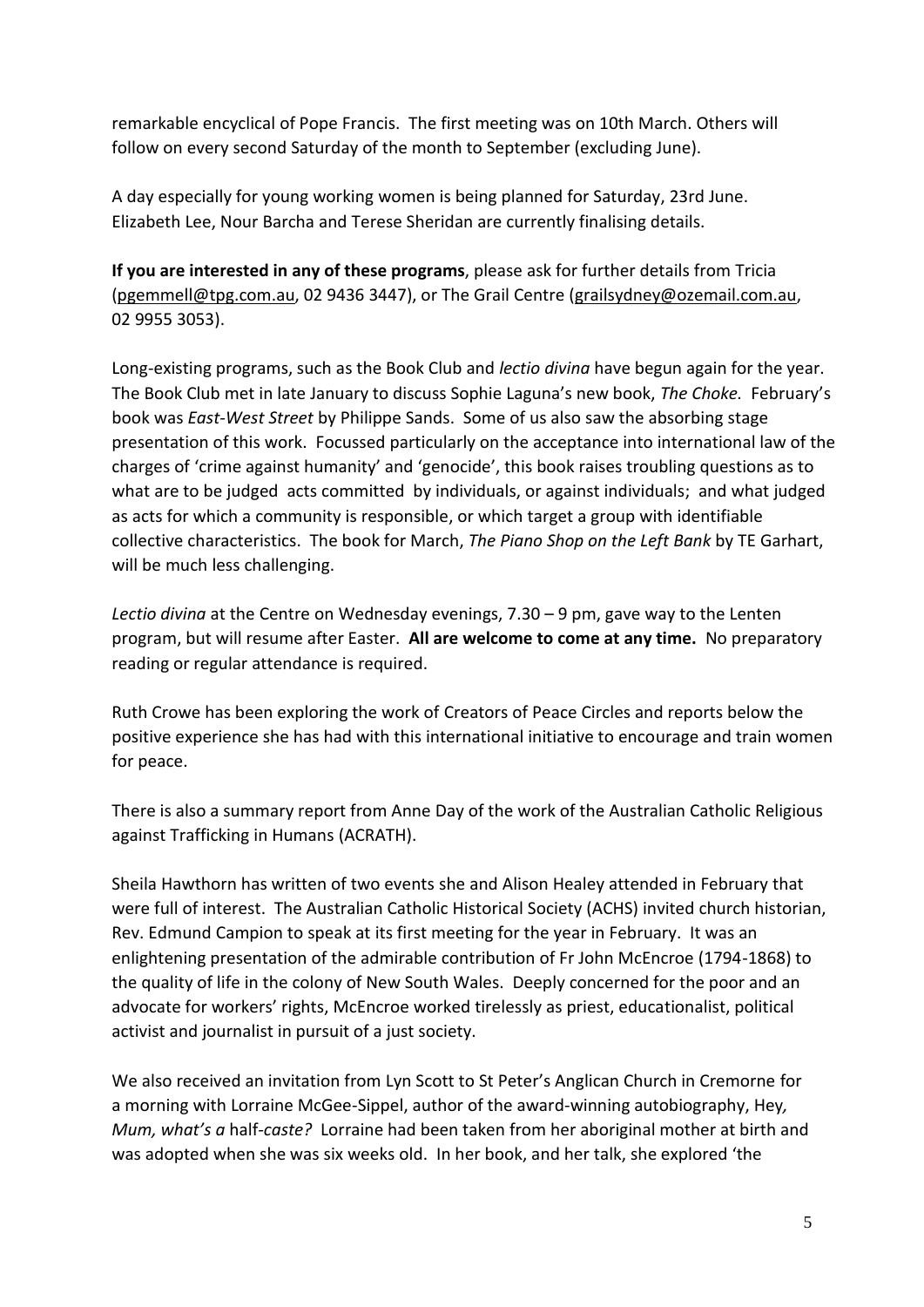remarkable encyclical of Pope Francis. The first meeting was on 10th March. Others will follow on every second Saturday of the month to September (excluding June).

A day especially for young working women is being planned for Saturday, 23rd June. Elizabeth Lee, Nour Barcha and Terese Sheridan are currently finalising details.

**If you are interested in any of these programs**, please ask for further details from Tricia (pgemmell@tpg.com.au, 02 9436 3447), or The Grail Centre (grailsydney@ozemail.com.au, 02 9955 3053).

Long-existing programs, such as the Book Club and *lectio divina* have begun again for the year. The Book Club met in late January to discuss Sophie Laguna's new book, *The Choke.* February's book was *East-West Street* by Philippe Sands. Some of us also saw the absorbing stage presentation of this work. Focussed particularly on the acceptance into international law of the charges of 'crime against humanity' and 'genocide', this book raises troubling questions as to what are to be judged acts committed by individuals, or against individuals; and what judged as acts for which a community is responsible, or which target a group with identifiable collective characteristics. The book for March, *The Piano Shop on the Left Bank* by TE Garhart, will be much less challenging.

*Lectio divina* at the Centre on Wednesday evenings, 7.30 – 9 pm, gave way to the Lenten program, but will resume after Easter. **All are welcome to come at any time.** No preparatory reading or regular attendance is required.

Ruth Crowe has been exploring the work of Creators of Peace Circles and reports below the positive experience she has had with this international initiative to encourage and train women for peace.

There is also a summary report from Anne Day of the work of the Australian Catholic Religious against Trafficking in Humans (ACRATH).

Sheila Hawthorn has written of two events she and Alison Healey attended in February that were full of interest. The Australian Catholic Historical Society (ACHS) invited church historian, Rev. Edmund Campion to speak at its first meeting for the year in February. It was an enlightening presentation of the admirable contribution of Fr John McEncroe (1794-1868) to the quality of life in the colony of New South Wales. Deeply concerned for the poor and an advocate for workers' rights, McEncroe worked tirelessly as priest, educationalist, political activist and journalist in pursuit of a just society.

We also received an invitation from Lyn Scott to St Peter's Anglican Church in Cremorne for a morning with Lorraine McGee-Sippel, author of the award-winning autobiography, *Hey, Mum, what's a half-caste?* Lorraine had been taken from her aboriginal mother at birth and was adopted when she was six weeks old. In her book, and her talk, she explored 'the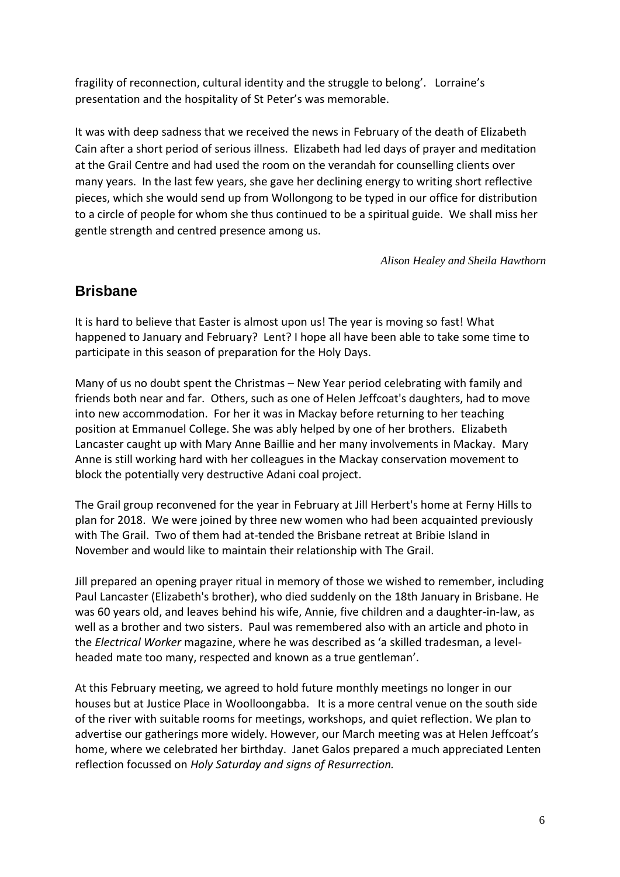fragility of reconnection, cultural identity and the struggle to belong'. Lorraine's presentation and the hospitality of St Peter's was memorable.

It was with deep sadness that we received the news in February of the death of Elizabeth Cain after a short period of serious illness. Elizabeth had led days of prayer and meditation at the Grail Centre and had used the room on the verandah for counselling clients over many years. In the last few years, she gave her declining energy to writing short reflective pieces, which she would send up from Wollongong to be typed in our office for distribution to a circle of people for whom she thus continued to be a spiritual guide. We shall miss her gentle strength and centred presence among us.

*Alison Healey and Sheila Hawthorn*

## Brisbane

It is hard to believe that Easter is almost upon us! The year is moving so fast! What happened to January and February? Lent? I hope all have been able to take some time to participate in this season of preparation for the Holy Days.

Many of us no doubt spent the Christmas – New Year period celebrating with family and friends both near and far. Others, such as one of Helen Jeffcoat's daughters, had to move into new accommodation. For her it was in Mackay before returning to her teaching position at Emmanuel College. She was ably helped by one of her brothers. Elizabeth Lancaster caught up with Mary Anne Baillie and her many involvements in Mackay. Mary Anne is still working hard with her colleagues in the Mackay conservation movement to block the potentially very destructive Adani coal project.

The Grail group reconvened for the year in February at Jill Herbert's home at Ferny Hills to plan for 2018. We were joined by three new women who had been acquainted previously with The Grail. Two of them had at-tended the Brisbane retreat at Bribie Island in November and would like to maintain their relationship with The Grail.

Jill prepared an opening prayer ritual in memory of those we wished to remember, including Paul Lancaster (Elizabeth's brother), who died suddenly on the 18th January in Brisbane. He was 60 years old, and leaves behind his wife, Annie, five children and a daughter-in-law, as well as a brother and two sisters. Paul was remembered also with an article and photo in the *Electrical Worker* magazine, where he was described as 'a skilled tradesman, a level-headed mate too many, respected and known as a true gentleman'.

At this February meeting, we agreed to hold future monthly meetings no longer in our houses but at Justice Place in Woolloongabba. It is a more central venue on the south side of the river with suitable rooms for meetings, workshops, and quiet reflection. We plan to advertise our gatherings more widely. However, our March meeting was at Helen Jeffcoat's home, where we celebrated her birthday. Janet Galos prepared a much appreciated Lenten reflection focussed on *Holy Saturday and signs of Resurrection.*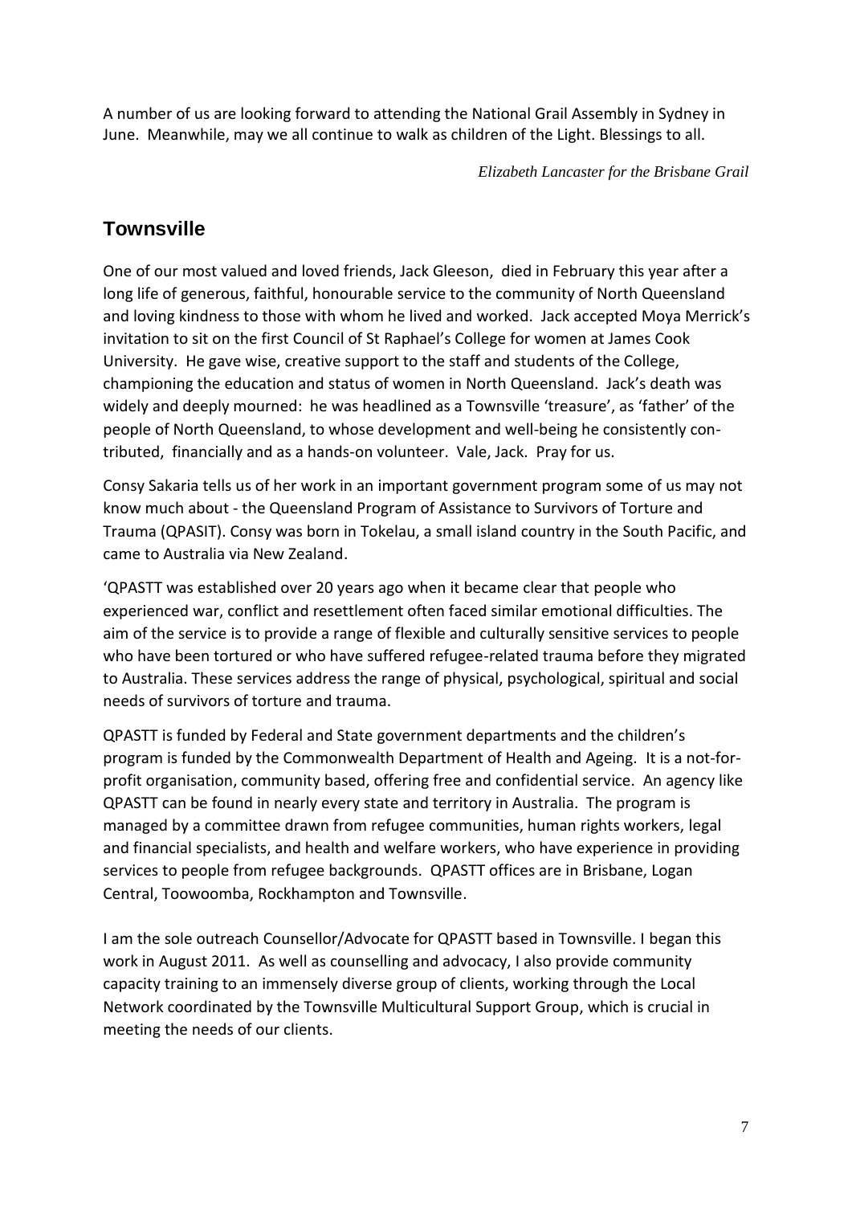A number of us are looking forward to attending the National Grail Assembly in Sydney in June. Meanwhile, may we all continue to walk as children of the Light. Blessings to all.

*Elizabeth Lancaster for the Brisbane Grail*

## Townsville

One of our most valued and loved friends, Jack Gleeson, died in February this year after a long life of generous, faithful, honourable service to the community of North Queensland and loving kindness to those with whom he lived and worked. Jack accepted Moya Merrick's invitation to sit on the first Council of St Raphael's College for women at James Cook University. He gave wise, creative support to the staff and students of the College, championing the education and status of women in North Queensland. Jack's death was widely and deeply mourned: he was headlined as a Townsville 'treasure', as 'father' of the people of North Queensland, to whose development and well-being he consistently contributed, financially and as a hands-on volunteer. Vale, Jack. Pray for us.

Consy Sakaria tells us of her work in an important government program some of us may not know much about - the Queensland Program of Assistance to Survivors of Torture and Trauma (QPASIT). Consy was born in Tokelau, a small island country in the South Pacific, and came to Australia via New Zealand.

'QPASTT was established over 20 years ago when it became clear that people who experienced war, conflict and resettlement often faced similar emotional difficulties. The aim of the service is to provide a range of flexible and culturally sensitive services to people who have been tortured or who have suffered refugee-related trauma before they migrated to Australia. These services address the range of physical, psychological, spiritual and social needs of survivors of torture and trauma.

QPASTT is funded by Federal and State government departments and the children's program is funded by the Commonwealth Department of Health and Ageing. It is a not-for-profit organisation, community based, offering free and confidential service. An agency like QPASTT can be found in nearly every state and territory in Australia. The program is managed by a committee drawn from refugee communities, human rights workers, legal and financial specialists, and health and welfare workers, who have experience in providing services to people from refugee backgrounds. QPASTT offices are in Brisbane, Logan Central, Toowoomba, Rockhampton and Townsville.

I am the sole outreach Counsellor/Advocate for QPASTT based in Townsville. I began this work in August 2011. As well as counselling and advocacy, I also provide community capacity training to an immensely diverse group of clients, working through the Local Network coordinated by the Townsville Multicultural Support Group, which is crucial in meeting the needs of our clients.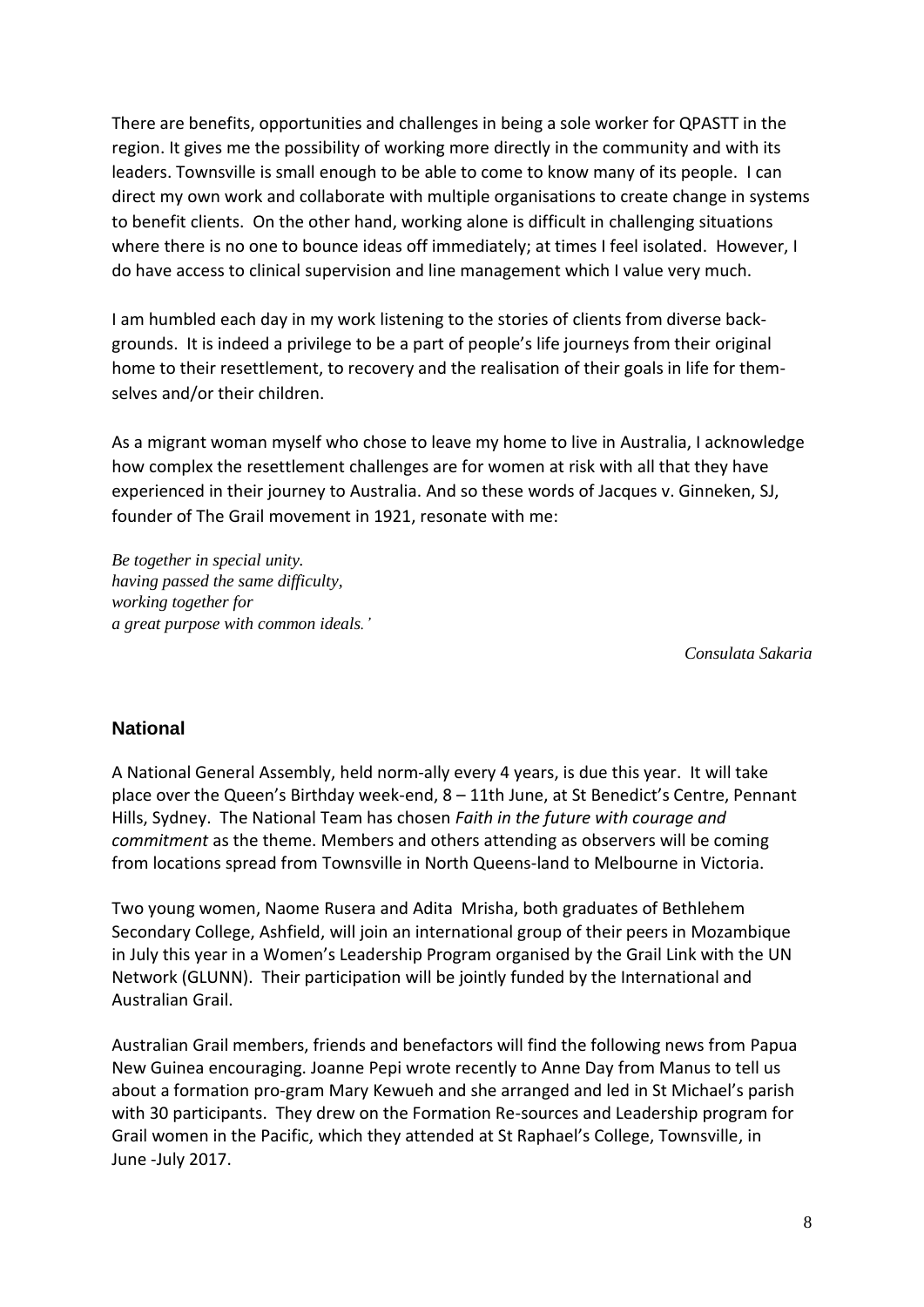There are benefits, opportunities and challenges in being a sole worker for QPASTT in the region. It gives me the possibility of working more directly in the community and with its leaders. Townsville is small enough to be able to come to know many of its people. I can direct my own work and collaborate with multiple organisations to create change in systems to benefit clients. On the other hand, working alone is difficult in challenging situations where there is no one to bounce ideas off immediately; at times I feel isolated. However, I do have access to clinical supervision and line management which I value very much.

I am humbled each day in my work listening to the stories of clients from diverse backgrounds. It is indeed a privilege to be a part of people's life journeys from their original home to their resettlement, to recovery and the realisation of their goals in life for themselves and/or their children.

As a migrant woman myself who chose to leave my home to live in Australia, I acknowledge how complex the resettlement challenges are for women at risk with all that they have experienced in their journey to Australia. And so these words of Jacques v. Ginneken, SJ, founder of The Grail movement in 1921, resonate with me:

*Be together in special unity.*
*having passed the same difficulty,*
*working together for*
*a great purpose with common ideals.'*

*Consulata Sakaria*

## National

A National General Assembly, held norm-ally every 4 years, is due this year. It will take place over the Queen's Birthday week-end, 8 – 11th June, at St Benedict's Centre, Pennant Hills, Sydney. The National Team has chosen *Faith in the future with courage and commitment* as the theme. Members and others attending as observers will be coming from locations spread from Townsville in North Queens-land to Melbourne in Victoria.

Two young women, Naome Rusera and Adita Mrisha, both graduates of Bethlehem Secondary College, Ashfield, will join an international group of their peers in Mozambique in July this year in a Women's Leadership Program organised by the Grail Link with the UN Network (GLUNN). Their participation will be jointly funded by the International and Australian Grail.

Australian Grail members, friends and benefactors will find the following news from Papua New Guinea encouraging. Joanne Pepi wrote recently to Anne Day from Manus to tell us about a formation pro-gram Mary Kewueh and she arranged and led in St Michael's parish with 30 participants. They drew on the Formation Re-sources and Leadership program for Grail women in the Pacific, which they attended at St Raphael's College, Townsville, in June -July 2017.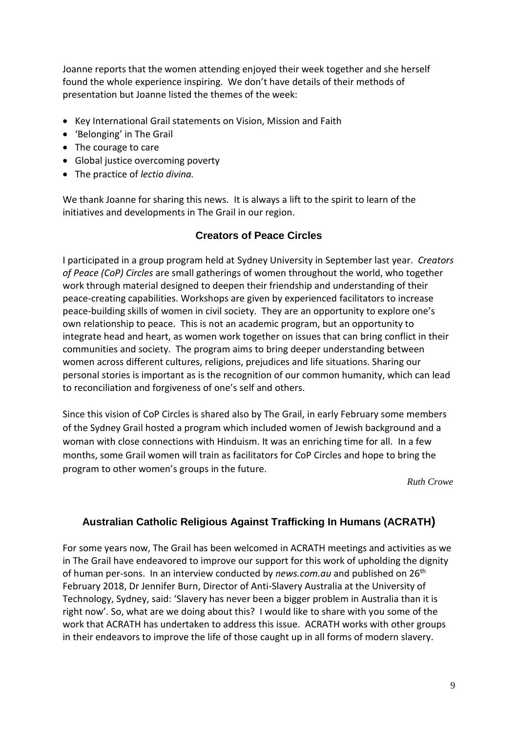Joanne reports that the women attending enjoyed their week together and she herself found the whole experience inspiring. We don't have details of their methods of presentation but Joanne listed the themes of the week:

- Key International Grail statements on Vision, Mission and Faith
- 'Belonging' in The Grail
- The courage to care
- Global justice overcoming poverty
- The practice of *lectio divina.*

We thank Joanne for sharing this news. It is always a lift to the spirit to learn of the initiatives and developments in The Grail in our region.

## Creators of Peace Circles

I participated in a group program held at Sydney University in September last year. *Creators of Peace (CoP) Circles* are small gatherings of women throughout the world, who together work through material designed to deepen their friendship and understanding of their peace-creating capabilities. Workshops are given by experienced facilitators to increase peace-building skills of women in civil society. They are an opportunity to explore one's own relationship to peace. This is not an academic program, but an opportunity to integrate head and heart, as women work together on issues that can bring conflict in their communities and society. The program aims to bring deeper understanding between women across different cultures, religions, prejudices and life situations. Sharing our personal stories is important as is the recognition of our common humanity, which can lead to reconciliation and forgiveness of one's self and others.

Since this vision of CoP Circles is shared also by The Grail, in early February some members of the Sydney Grail hosted a program which included women of Jewish background and a woman with close connections with Hinduism. It was an enriching time for all. In a few months, some Grail women will train as facilitators for CoP Circles and hope to bring the program to other women's groups in the future.

*Ruth Crowe*

## Australian Catholic Religious Against Trafficking In Humans (ACRATH)

For some years now, The Grail has been welcomed in ACRATH meetings and activities as we in The Grail have endeavored to improve our support for this work of upholding the dignity of human per-sons. In an interview conducted by *news.com.au* and published on 26th February 2018, Dr Jennifer Burn, Director of Anti-Slavery Australia at the University of Technology, Sydney, said: 'Slavery has never been a bigger problem in Australia than it is right now'. So, what are we doing about this? I would like to share with you some of the work that ACRATH has undertaken to address this issue. ACRATH works with other groups in their endeavors to improve the life of those caught up in all forms of modern slavery.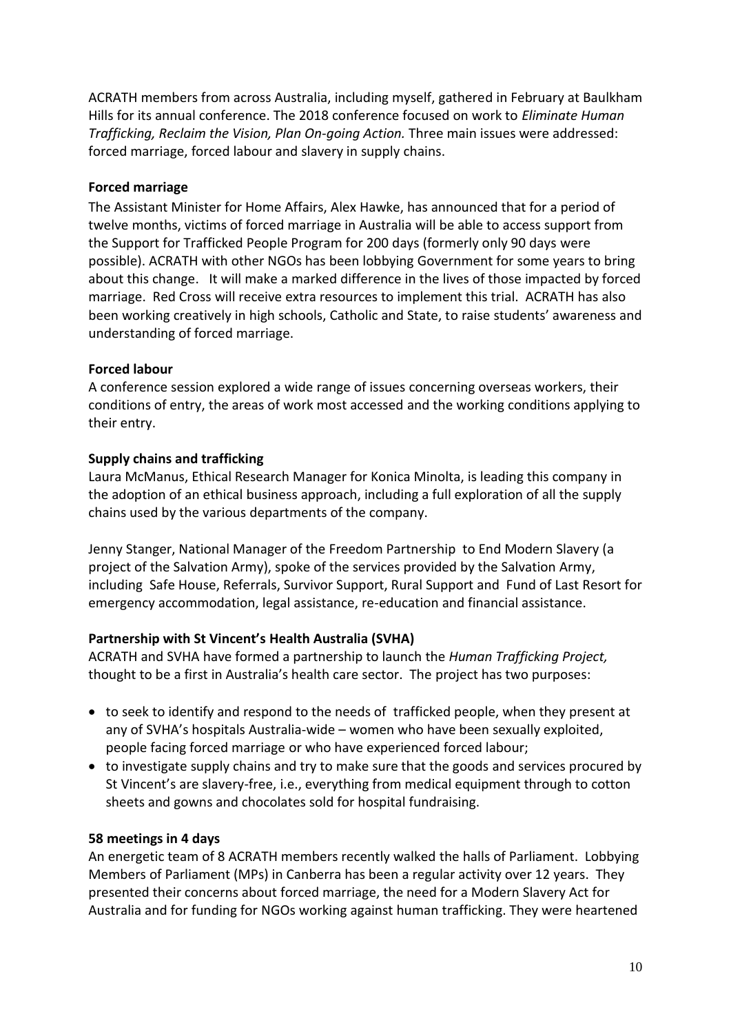ACRATH members from across Australia, including myself, gathered in February at Baulkham Hills for its annual conference. The 2018 conference focused on work to *Eliminate Human Trafficking, Reclaim the Vision, Plan On-going Action.* Three main issues were addressed: forced marriage, forced labour and slavery in supply chains.

**Forced marriage**

The Assistant Minister for Home Affairs, Alex Hawke, has announced that for a period of twelve months, victims of forced marriage in Australia will be able to access support from the Support for Trafficked People Program for 200 days (formerly only 90 days were possible). ACRATH with other NGOs has been lobbying Government for some years to bring about this change. It will make a marked difference in the lives of those impacted by forced marriage. Red Cross will receive extra resources to implement this trial. ACRATH has also been working creatively in high schools, Catholic and State, to raise students' awareness and understanding of forced marriage.

**Forced labour**

A conference session explored a wide range of issues concerning overseas workers, their conditions of entry, the areas of work most accessed and the working conditions applying to their entry.

**Supply chains and trafficking**

Laura McManus, Ethical Research Manager for Konica Minolta, is leading this company in the adoption of an ethical business approach, including a full exploration of all the supply chains used by the various departments of the company.

Jenny Stanger, National Manager of the Freedom Partnership to End Modern Slavery (a project of the Salvation Army), spoke of the services provided by the Salvation Army, including Safe House, Referrals, Survivor Support, Rural Support and Fund of Last Resort for emergency accommodation, legal assistance, re-education and financial assistance.

**Partnership with St Vincent's Health Australia (SVHA)**

ACRATH and SVHA have formed a partnership to launch the *Human Trafficking Project,* thought to be a first in Australia's health care sector. The project has two purposes:

- to seek to identify and respond to the needs of trafficked people, when they present at any of SVHA's hospitals Australia-wide – women who have been sexually exploited, people facing forced marriage or who have experienced forced labour;
- to investigate supply chains and try to make sure that the goods and services procured by St Vincent's are slavery-free, i.e., everything from medical equipment through to cotton sheets and gowns and chocolates sold for hospital fundraising.

**58 meetings in 4 days**

An energetic team of 8 ACRATH members recently walked the halls of Parliament. Lobbying Members of Parliament (MPs) in Canberra has been a regular activity over 12 years. They presented their concerns about forced marriage, the need for a Modern Slavery Act for Australia and for funding for NGOs working against human trafficking. They were heartened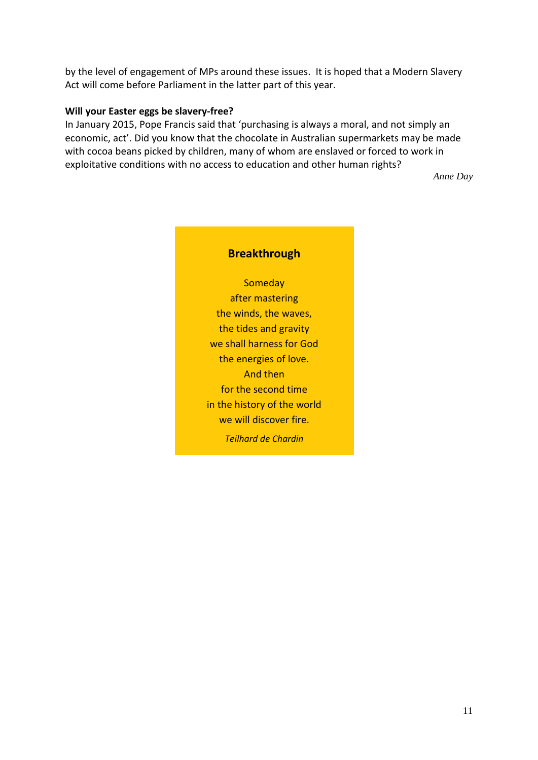by the level of engagement of MPs around these issues. It is hoped that a Modern Slavery Act will come before Parliament in the latter part of this year.

**Will your Easter eggs be slavery-free?**

In January 2015, Pope Francis said that 'purchasing is always a moral, and not simply an economic, act'. Did you know that the chocolate in Australian supermarkets may be made with cocoa beans picked by children, many of whom are enslaved or forced to work in exploitative conditions with no access to education and other human rights?

*Anne Day*

**Breakthrough**

Someday
after mastering
the winds, the waves,
the tides and gravity
we shall harness for God
the energies of love.
And then
for the second time
in the history of the world
we will discover fire.

*Teilhard de Chardin*